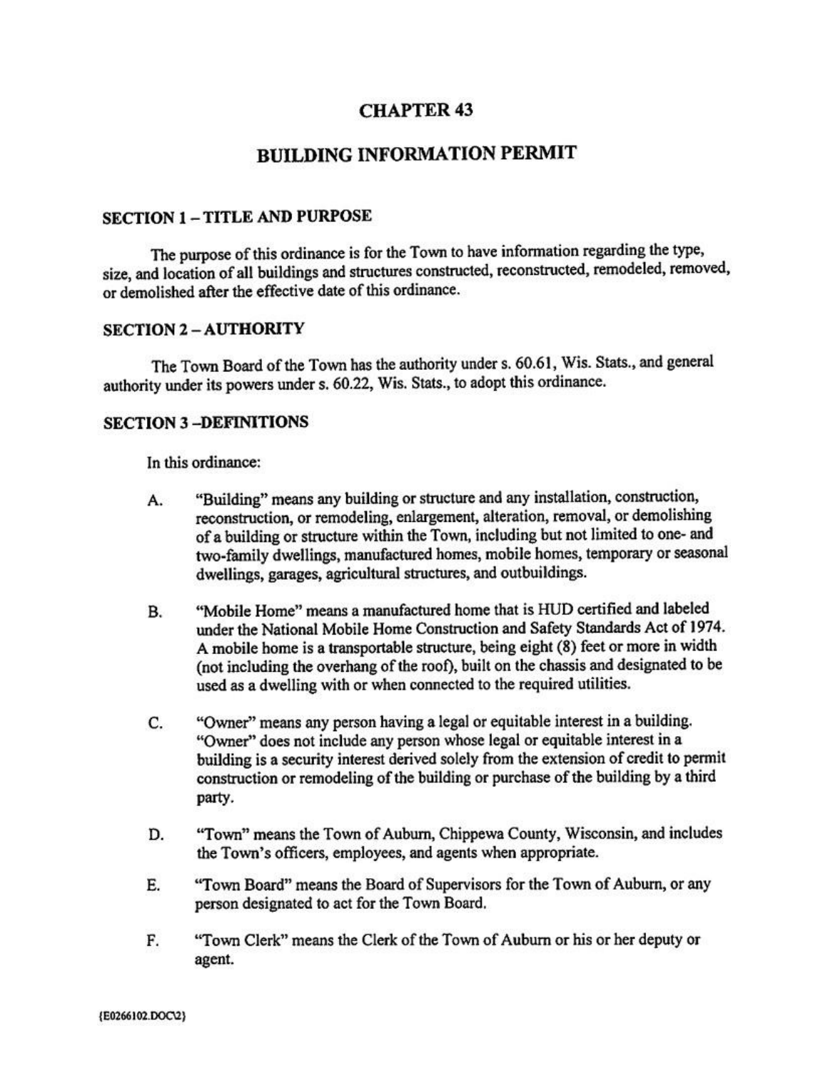# CHAPTER 43

# BUILDING INFORMATION PERMIT

## SECTION 1 – TITLE AND PURPOSE

The purpose of this ordinance is for the Town to have information regarding the type, size, and location of all buildings and structures constructed, reconstructed, remodeled, removed, or demolished after the effective date of this ordinance.

## SECTION 2 – AUTHORITY

The Town Board of the Town has the authority under s. 60.61, Wis. Stats., and general authority under its powers under s. 60.22, Wis. Stats., to adopt this ordinance.

## SECTION 3 –DEFINITIONS

In this ordinance:

A. "Building" means any building or structure and any installation, construction, reconstruction, or remodeling, enlargement, alteration, removal, or demolishing of a building or structure within the Town, including but not limited to one- and two-family dwellings, manufactured homes, mobile homes, temporary or seasonal dwellings, garages, agricultural structures, and outbuildings.

B. "Mobile Home" means a manufactured home that is HUD certified and labeled under the National Mobile Home Construction and Safety Standards Act of 1974. A mobile home is a transportable structure, being eight (8) feet or more in width (not including the overhang of the roof), built on the chassis and designated to be used as a dwelling with or when connected to the required utilities.

C. "Owner" means any person having a legal or equitable interest in a building. "Owner" does not include any person whose legal or equitable interest in a building is a security interest derived solely from the extension of credit to permit construction or remodeling of the building or purchase of the building by a third party.

D. "Town" means the Town of Auburn, Chippewa County, Wisconsin, and includes the Town's officers, employees, and agents when appropriate.

E. "Town Board" means the Board of Supervisors for the Town of Auburn, or any person designated to act for the Town Board.

F. "Town Clerk" means the Clerk of the Town of Auburn or his or her deputy or agent.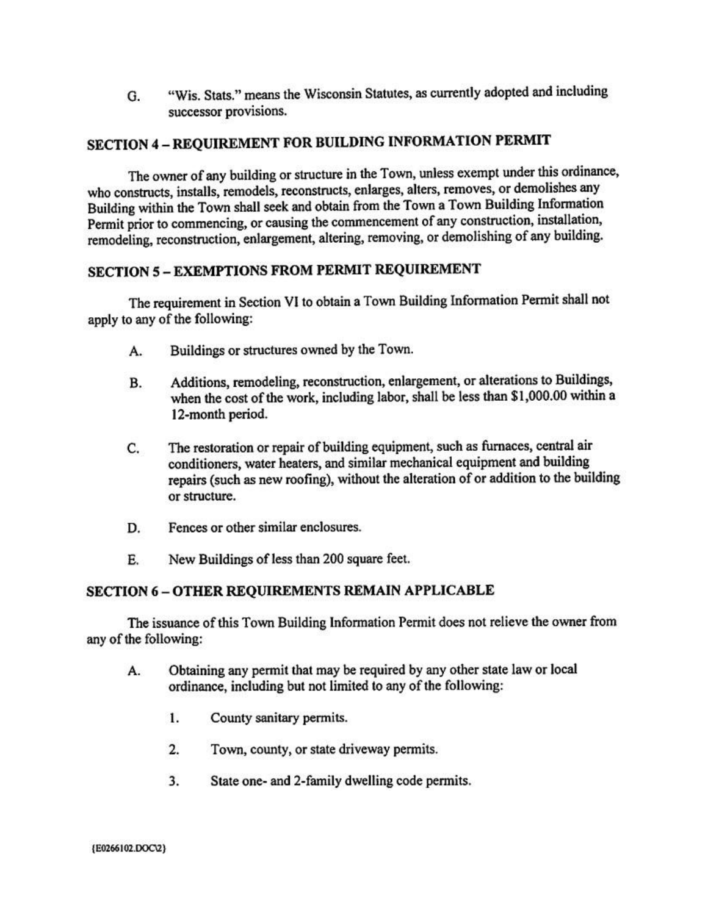G. "Wis. Stats." means the Wisconsin Statutes, as currently adopted and including successor provisions.

## SECTION 4 – REQUIREMENT FOR BUILDING INFORMATION PERMIT

The owner of any building or structure in the Town, unless exempt under this ordinance, who constructs, installs, remodels, reconstructs, enlarges, alters, removes, or demolishes any Building within the Town shall seek and obtain from the Town a Town Building Information Permit prior to commencing, or causing the commencement of any construction, installation, remodeling, reconstruction, enlargement, altering, removing, or demolishing of any building.

## SECTION 5 – EXEMPTIONS FROM PERMIT REQUIREMENT

The requirement in Section VI to obtain a Town Building Information Permit shall not apply to any of the following:

A. Buildings or structures owned by the Town.

B. Additions, remodeling, reconstruction, enlargement, or alterations to Buildings, when the cost of the work, including labor, shall be less than $1,000.00 within a 12-month period.

C. The restoration or repair of building equipment, such as furnaces, central air conditioners, water heaters, and similar mechanical equipment and building repairs (such as new roofing), without the alteration of or addition to the building or structure.

D. Fences or other similar enclosures.

E. New Buildings of less than 200 square feet.

## SECTION 6 – OTHER REQUIREMENTS REMAIN APPLICABLE

The issuance of this Town Building Information Permit does not relieve the owner from any of the following:

A. Obtaining any permit that may be required by any other state law or local ordinance, including but not limited to any of the following:

   1. County sanitary permits.

   2. Town, county, or state driveway permits.

   3. State one- and 2-family dwelling code permits.

{E0266102.DOC\2}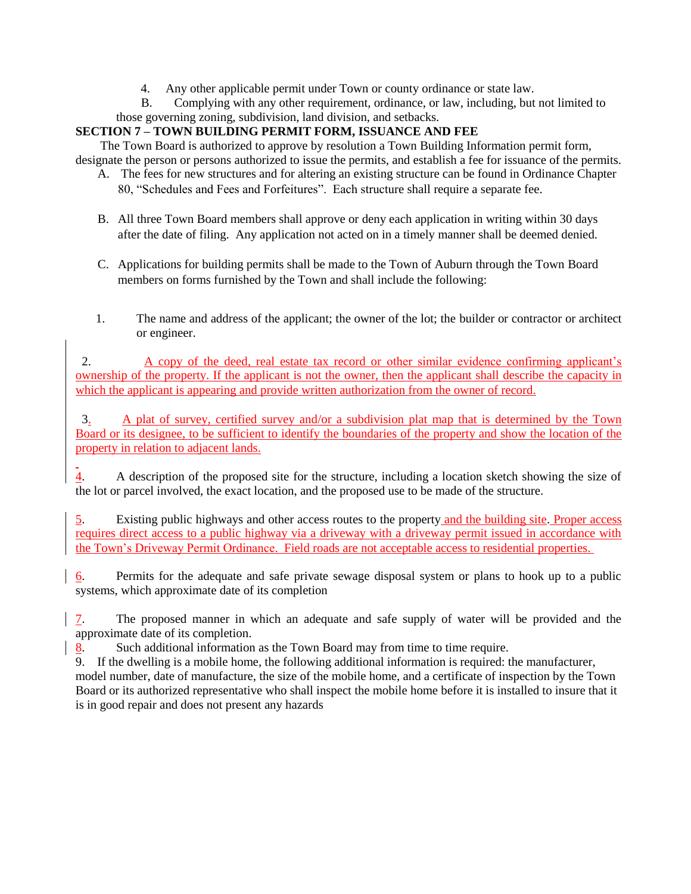4. Any other applicable permit under Town or county ordinance or state law.

B. Complying with any other requirement, ordinance, or law, including, but not limited to those governing zoning, subdivision, land division, and setbacks.

**SECTION 7 – TOWN BUILDING PERMIT FORM, ISSUANCE AND FEE**

The Town Board is authorized to approve by resolution a Town Building Information permit form, designate the person or persons authorized to issue the permits, and establish a fee for issuance of the permits.

A. The fees for new structures and for altering an existing structure can be found in Ordinance Chapter 80, "Schedules and Fees and Forfeitures". Each structure shall require a separate fee.

B. All three Town Board members shall approve or deny each application in writing within 30 days after the date of filing. Any application not acted on in a timely manner shall be deemed denied.

C. Applications for building permits shall be made to the Town of Auburn through the Town Board members on forms furnished by the Town and shall include the following:

1. The name and address of the applicant; the owner of the lot; the builder or contractor or architect or engineer.

2. A copy of the deed, real estate tax record or other similar evidence confirming applicant's ownership of the property. If the applicant is not the owner, then the applicant shall describe the capacity in which the applicant is appearing and provide written authorization from the owner of record.

3. A plat of survey, certified survey and/or a subdivision plat map that is determined by the Town Board or its designee, to be sufficient to identify the boundaries of the property and show the location of the property in relation to adjacent lands.

4. A description of the proposed site for the structure, including a location sketch showing the size of the lot or parcel involved, the exact location, and the proposed use to be made of the structure.

5. Existing public highways and other access routes to the property and the building site. Proper access requires direct access to a public highway via a driveway with a driveway permit issued in accordance with the Town's Driveway Permit Ordinance. Field roads are not acceptable access to residential properties.

6. Permits for the adequate and safe private sewage disposal system or plans to hook up to a public systems, which approximate date of its completion

7. The proposed manner in which an adequate and safe supply of water will be provided and the approximate date of its completion.

8. Such additional information as the Town Board may from time to time require.

9. If the dwelling is a mobile home, the following additional information is required: the manufacturer, model number, date of manufacture, the size of the mobile home, and a certificate of inspection by the Town Board or its authorized representative who shall inspect the mobile home before it is installed to insure that it is in good repair and does not present any hazards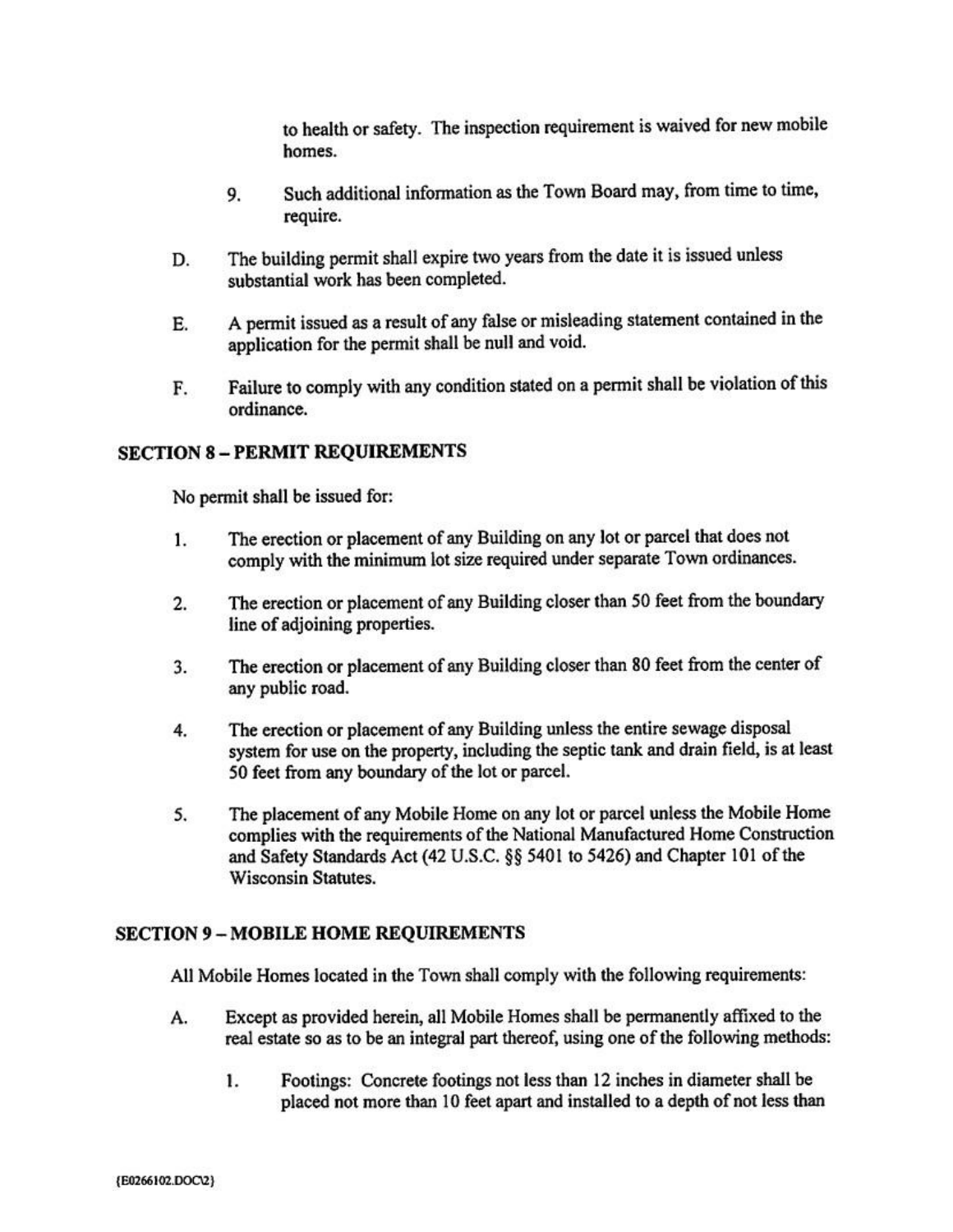to health or safety. The inspection requirement is waived for new mobile homes.

9. Such additional information as the Town Board may, from time to time, require.

D. The building permit shall expire two years from the date it is issued unless substantial work has been completed.

E. A permit issued as a result of any false or misleading statement contained in the application for the permit shall be null and void.

F. Failure to comply with any condition stated on a permit shall be violation of this ordinance.

## SECTION 8 – PERMIT REQUIREMENTS

No permit shall be issued for:

1. The erection or placement of any Building on any lot or parcel that does not comply with the minimum lot size required under separate Town ordinances.

2. The erection or placement of any Building closer than 50 feet from the boundary line of adjoining properties.

3. The erection or placement of any Building closer than 80 feet from the center of any public road.

4. The erection or placement of any Building unless the entire sewage disposal system for use on the property, including the septic tank and drain field, is at least 50 feet from any boundary of the lot or parcel.

5. The placement of any Mobile Home on any lot or parcel unless the Mobile Home complies with the requirements of the National Manufactured Home Construction and Safety Standards Act (42 U.S.C. §§ 5401 to 5426) and Chapter 101 of the Wisconsin Statutes.

## SECTION 9 – MOBILE HOME REQUIREMENTS

All Mobile Homes located in the Town shall comply with the following requirements:

A. Except as provided herein, all Mobile Homes shall be permanently affixed to the real estate so as to be an integral part thereof, using one of the following methods:

1. Footings: Concrete footings not less than 12 inches in diameter shall be placed not more than 10 feet apart and installed to a depth of not less than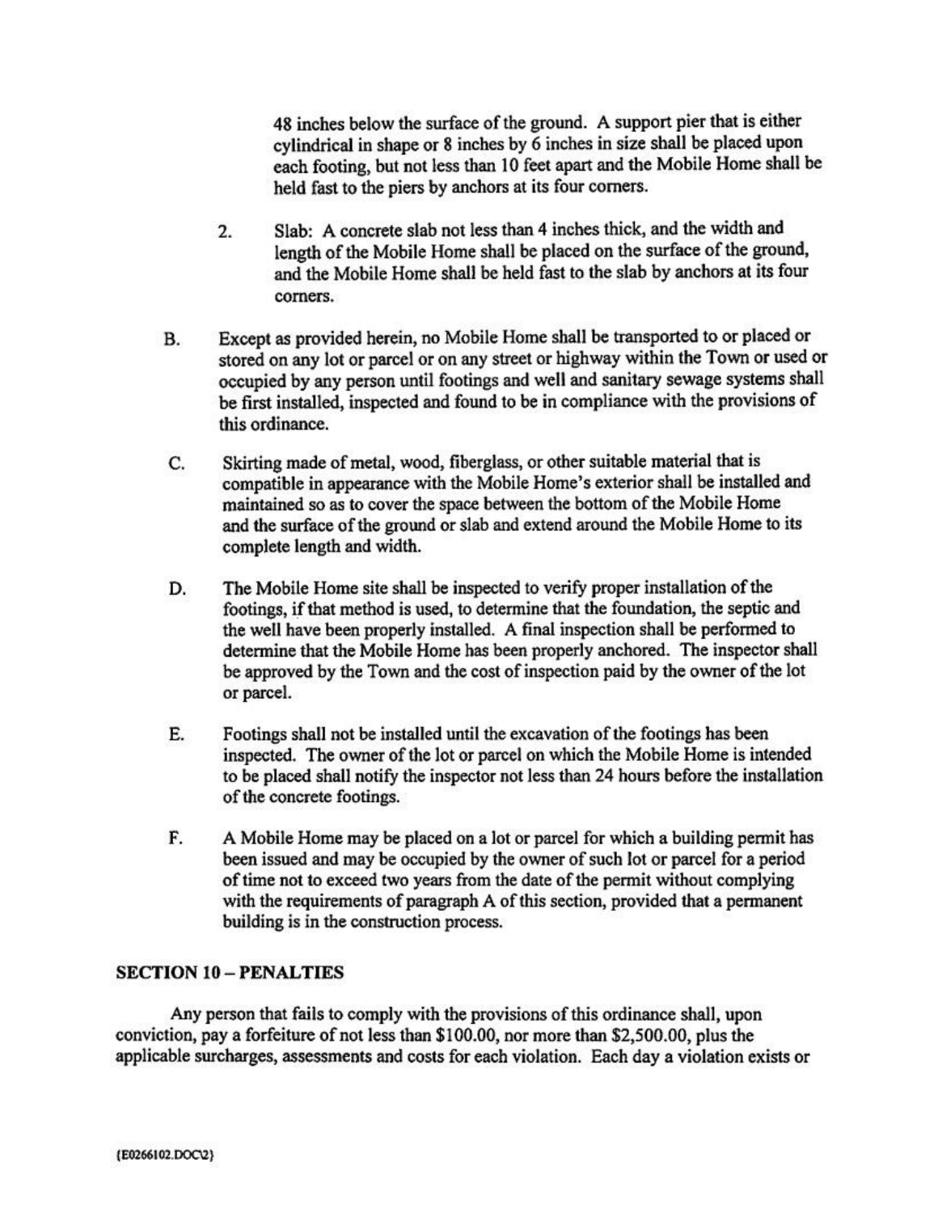48 inches below the surface of the ground. A support pier that is either cylindrical in shape or 8 inches by 6 inches in size shall be placed upon each footing, but not less than 10 feet apart and the Mobile Home shall be held fast to the piers by anchors at its four corners.

2. Slab: A concrete slab not less than 4 inches thick, and the width and length of the Mobile Home shall be placed on the surface of the ground, and the Mobile Home shall be held fast to the slab by anchors at its four corners.

B. Except as provided herein, no Mobile Home shall be transported to or placed or stored on any lot or parcel or on any street or highway within the Town or used or occupied by any person until footings and well and sanitary sewage systems shall be first installed, inspected and found to be in compliance with the provisions of this ordinance.

C. Skirting made of metal, wood, fiberglass, or other suitable material that is compatible in appearance with the Mobile Home's exterior shall be installed and maintained so as to cover the space between the bottom of the Mobile Home and the surface of the ground or slab and extend around the Mobile Home to its complete length and width.

D. The Mobile Home site shall be inspected to verify proper installation of the footings, if that method is used, to determine that the foundation, the septic and the well have been properly installed. A final inspection shall be performed to determine that the Mobile Home has been properly anchored. The inspector shall be approved by the Town and the cost of inspection paid by the owner of the lot or parcel.

E. Footings shall not be installed until the excavation of the footings has been inspected. The owner of the lot or parcel on which the Mobile Home is intended to be placed shall notify the inspector not less than 24 hours before the installation of the concrete footings.

F. A Mobile Home may be placed on a lot or parcel for which a building permit has been issued and may be occupied by the owner of such lot or parcel for a period of time not to exceed two years from the date of the permit without complying with the requirements of paragraph A of this section, provided that a permanent building is in the construction process.

## SECTION 10 – PENALTIES

Any person that fails to comply with the provisions of this ordinance shall, upon conviction, pay a forfeiture of not less than $100.00, nor more than $2,500.00, plus the applicable surcharges, assessments and costs for each violation. Each day a violation exists or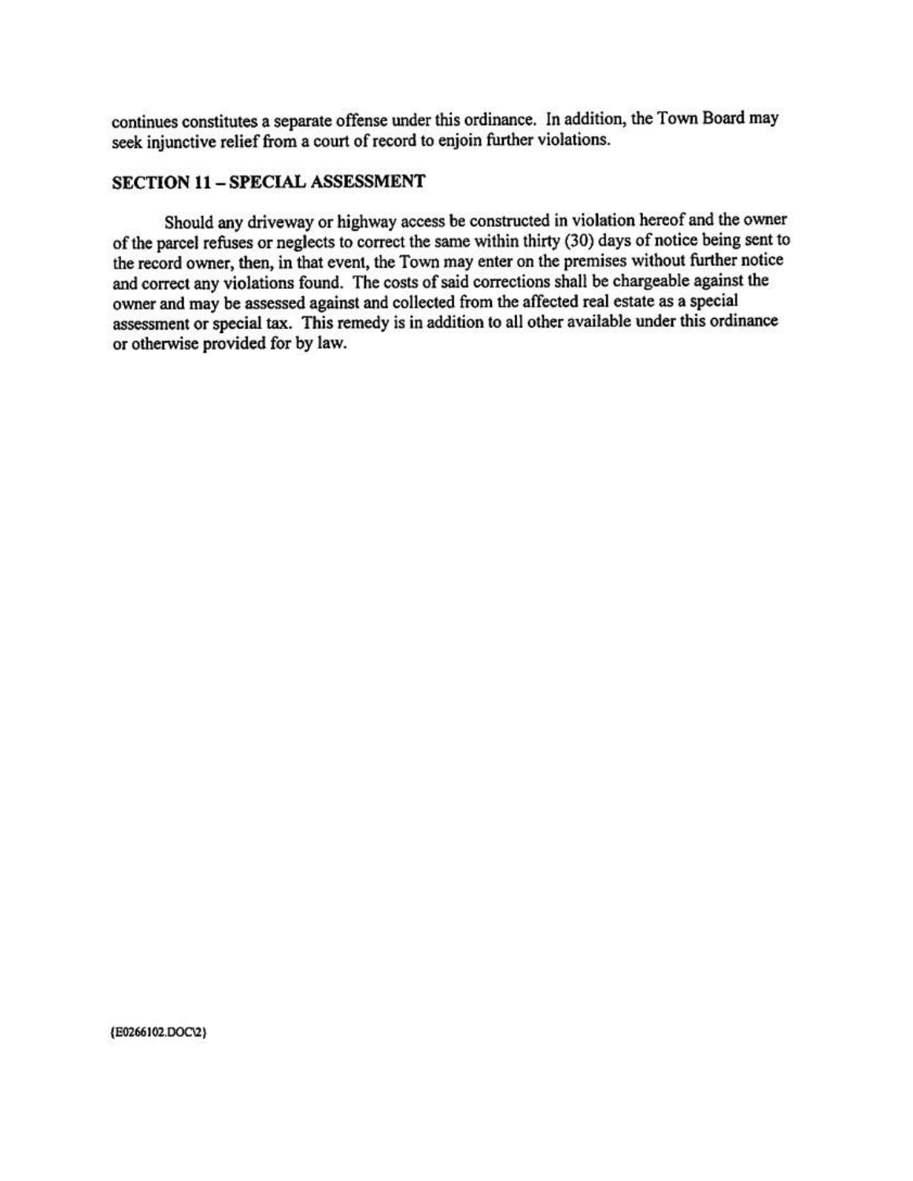continues constitutes a separate offense under this ordinance. In addition, the Town Board may seek injunctive relief from a court of record to enjoin further violations.

## SECTION 11 – SPECIAL ASSESSMENT

Should any driveway or highway access be constructed in violation hereof and the owner of the parcel refuses or neglects to correct the same within thirty (30) days of notice being sent to the record owner, then, in that event, the Town may enter on the premises without further notice and correct any violations found. The costs of said corrections shall be chargeable against the owner and may be assessed against and collected from the affected real estate as a special assessment or special tax. This remedy is in addition to all other available under this ordinance or otherwise provided for by law.

{E0266102.DOC\2}